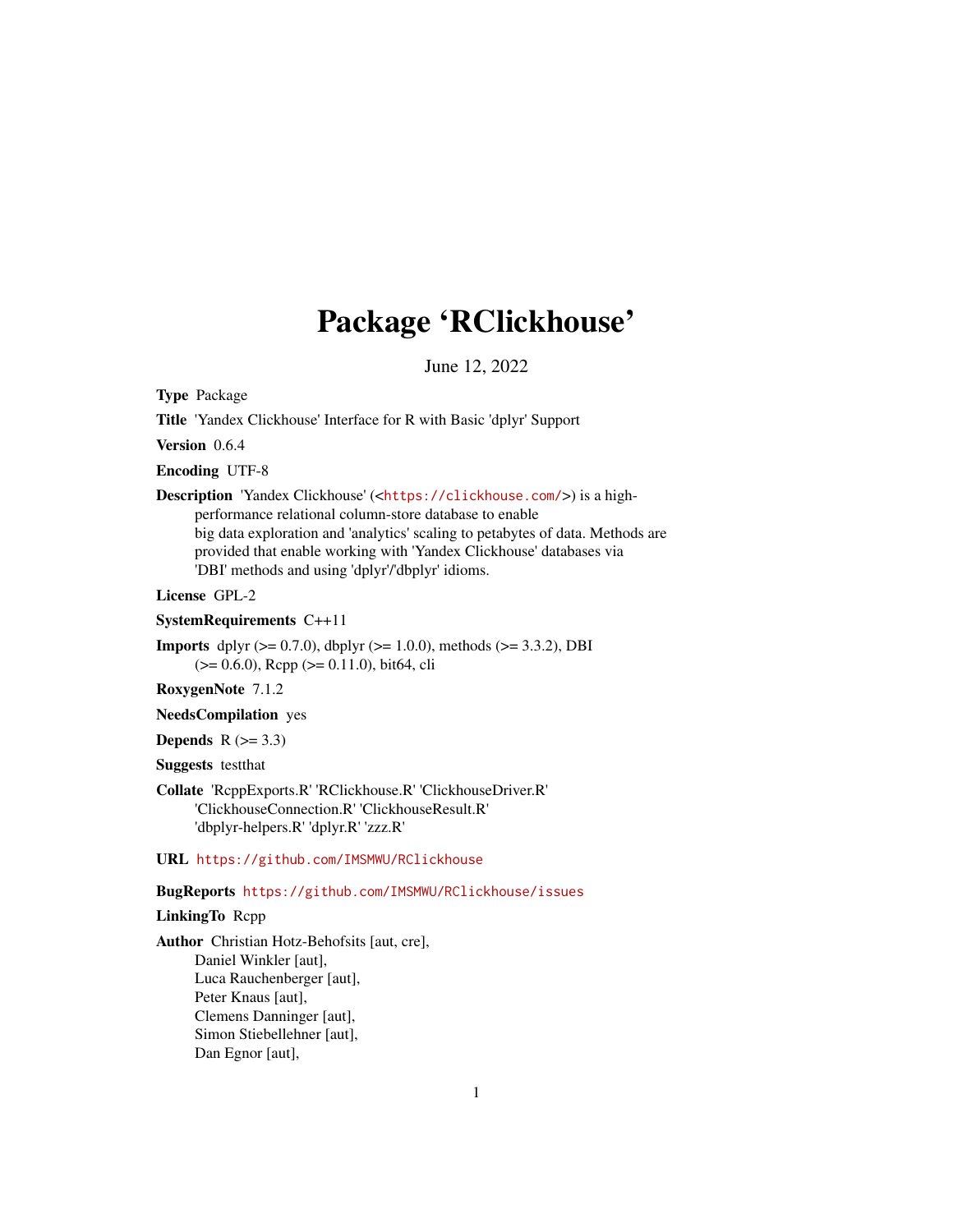# Package 'RClickhouse'

June 12, 2022

**Type** Package

**Title** 'Yandex Clickhouse' Interface for R with Basic 'dplyr' Support

**Version** 0.6.4

**Encoding** UTF-8

**Description** 'Yandex Clickhouse' (<https://clickhouse.com/>) is a high-performance relational column-store database to enable big data exploration and 'analytics' scaling to petabytes of data. Methods are provided that enable working with 'Yandex Clickhouse' databases via 'DBI' methods and using 'dplyr'/'dbplyr' idioms.

**License** GPL-2

**SystemRequirements** C++11

**Imports** dplyr (>= 0.7.0), dbplyr (>= 1.0.0), methods (>= 3.3.2), DBI (>= 0.6.0), Rcpp (>= 0.11.0), bit64, cli

**RoxygenNote** 7.1.2

**NeedsCompilation** yes

**Depends** R (>= 3.3)

**Suggests** testthat

**Collate** 'RcppExports.R' 'RClickhouse.R' 'ClickhouseDriver.R' 'ClickhouseConnection.R' 'ClickhouseResult.R' 'dbplyr-helpers.R' 'dplyr.R' 'zzz.R'

**URL** https://github.com/IMSMWU/RClickhouse

**BugReports** https://github.com/IMSMWU/RClickhouse/issues

**LinkingTo** Rcpp

**Author** Christian Hotz-Behofsits [aut, cre],
Daniel Winkler [aut],
Luca Rauchenberger [aut],
Peter Knaus [aut],
Clemens Danninger [aut],
Simon Stiebellehner [aut],
Dan Egnor [aut],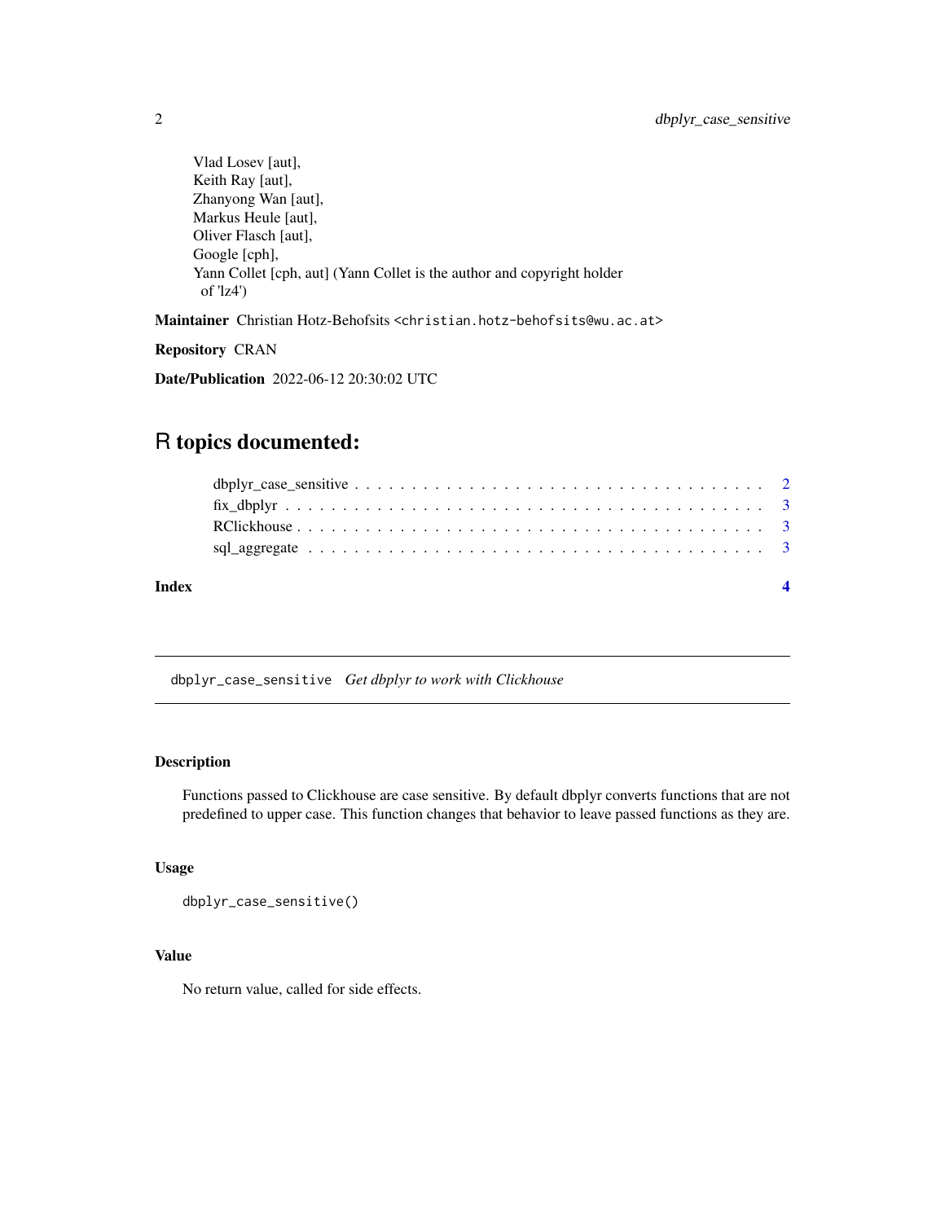Vlad Losev [aut],
Keith Ray [aut],
Zhanyong Wan [aut],
Markus Heule [aut],
Oliver Flasch [aut],
Google [cph],
Yann Collet [cph, aut] (Yann Collet is the author and copyright holder of 'lz4')

**Maintainer** Christian Hotz-Behofsits <christian.hotz-behofsits@wu.ac.at>

**Repository** CRAN

**Date/Publication** 2022-06-12 20:30:02 UTC

# R topics documented:

dbplyr_case_sensitive . . . . . . . . . . . . . . . . . . . . . . . . . . . . . . . . . . . . 2
fix_dbplyr . . . . . . . . . . . . . . . . . . . . . . . . . . . . . . . . . . . . . . . . . 3
RClickhouse . . . . . . . . . . . . . . . . . . . . . . . . . . . . . . . . . . . . . . . . 3
sql_aggregate . . . . . . . . . . . . . . . . . . . . . . . . . . . . . . . . . . . . . . . 3

**Index** 4

---

## dbplyr_case_sensitive *Get dbplyr to work with Clickhouse*

---

### Description

Functions passed to Clickhouse are case sensitive. By default dbplyr converts functions that are not predefined to upper case. This function changes that behavior to leave passed functions as they are.

### Usage

```
dbplyr_case_sensitive()
```

### Value

No return value, called for side effects.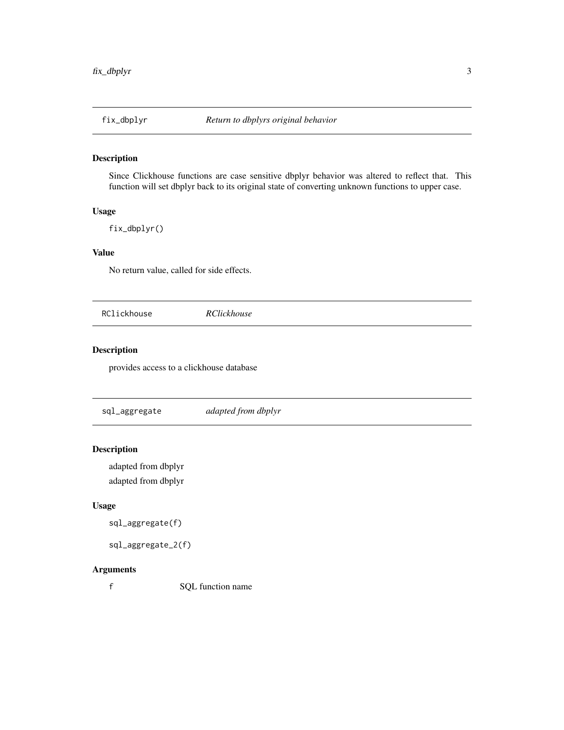## fix_dbplyr — *Return to dbplyrs original behavior*

### Description

Since Clickhouse functions are case sensitive dbplyr behavior was altered to reflect that. This function will set dbplyr back to its original state of converting unknown functions to upper case.

### Usage

```
fix_dbplyr()
```

### Value

No return value, called for side effects.

## RClickhouse — *RClickhouse*

### Description

provides access to a clickhouse database

## sql_aggregate — *adapted from dbplyr*

### Description

adapted from dbplyr

adapted from dbplyr

### Usage

```
sql_aggregate(f)

sql_aggregate_2(f)
```

### Arguments

| | |
|---|---|
| f | SQL function name |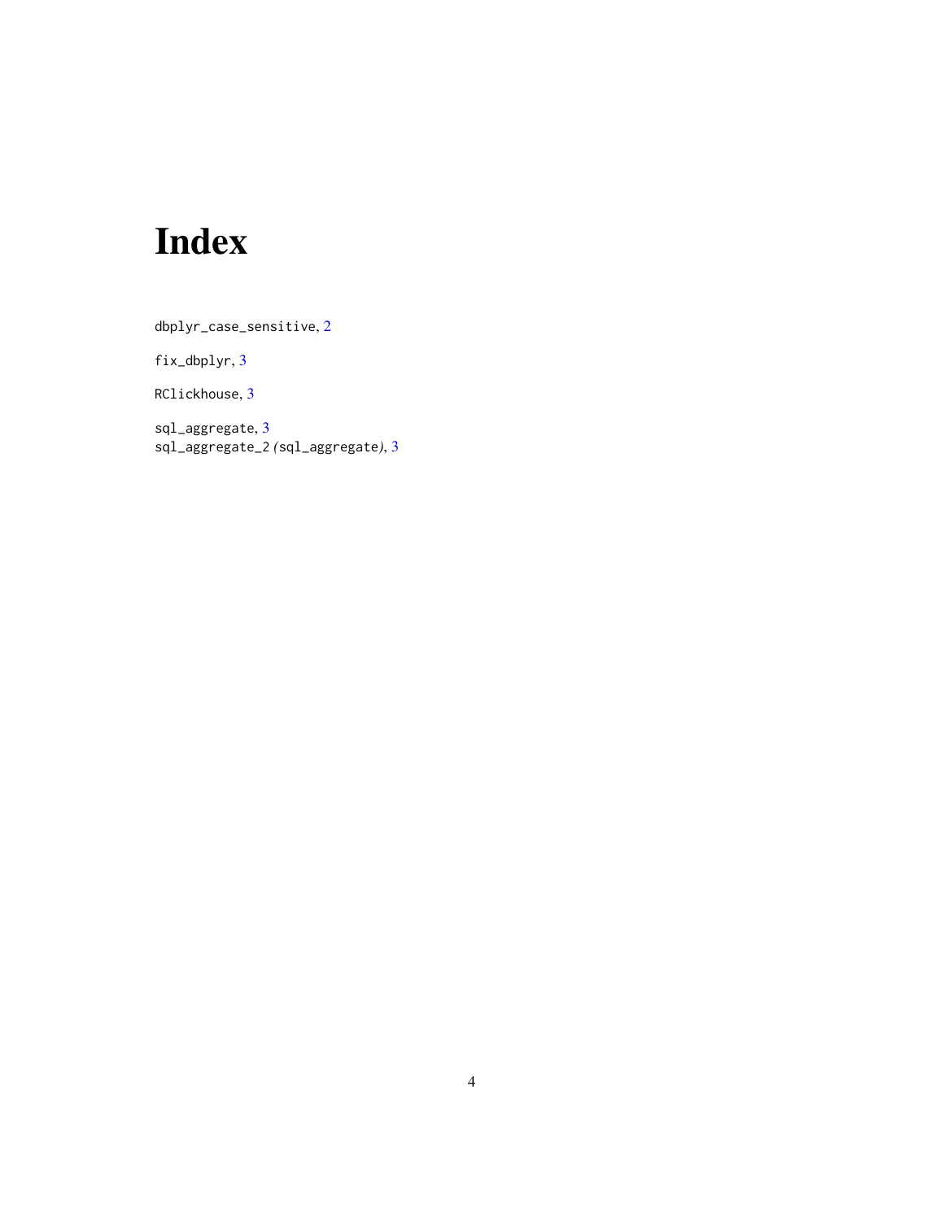# Index

dbplyr_case_sensitive, 2

fix_dbplyr, 3

RClickhouse, 3

sql_aggregate, 3
sql_aggregate_2 (sql_aggregate), 3